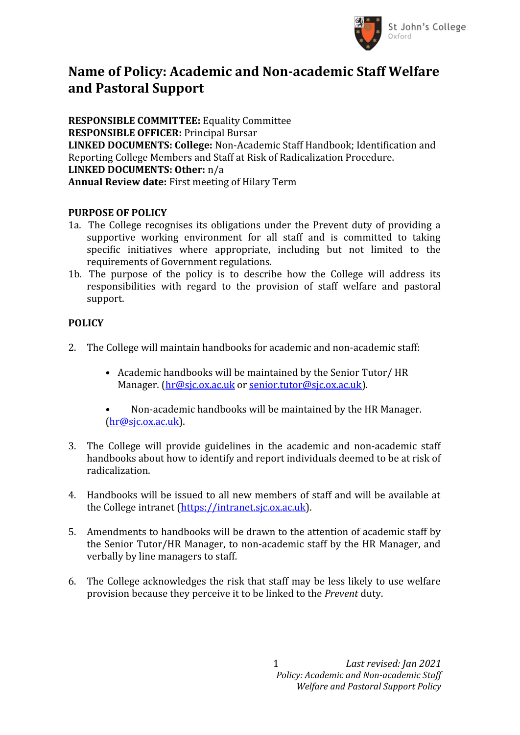# Name of Policy: Academic and Non-academic Staff Welfare and Pastoral Support

**RESPONSIBLE COMMITTEE:** Equality Committee
**RESPONSIBLE OFFICER:** Principal Bursar
**LINKED DOCUMENTS: College:** Non-Academic Staff Handbook; Identification and Reporting College Members and Staff at Risk of Radicalization Procedure.
**LINKED DOCUMENTS: Other:** n/a
**Annual Review date:** First meeting of Hilary Term

**PURPOSE OF POLICY**

1a. The College recognises its obligations under the Prevent duty of providing a supportive working environment for all staff and is committed to taking specific initiatives where appropriate, including but not limited to the requirements of Government regulations.

1b. The purpose of the policy is to describe how the College will address its responsibilities with regard to the provision of staff welfare and pastoral support.

**POLICY**

2. The College will maintain handbooks for academic and non-academic staff:

   - Academic handbooks will be maintained by the Senior Tutor/ HR Manager. (hr@sjc.ox.ac.uk or senior.tutor@sjc.ox.ac.uk).

   - Non-academic handbooks will be maintained by the HR Manager. (hr@sjc.ox.ac.uk).

3. The College will provide guidelines in the academic and non-academic staff handbooks about how to identify and report individuals deemed to be at risk of radicalization.

4. Handbooks will be issued to all new members of staff and will be available at the College intranet (https://intranet.sjc.ox.ac.uk).

5. Amendments to handbooks will be drawn to the attention of academic staff by the Senior Tutor/HR Manager, to non-academic staff by the HR Manager, and verbally by line managers to staff.

6. The College acknowledges the risk that staff may be less likely to use welfare provision because they perceive it to be linked to the *Prevent* duty.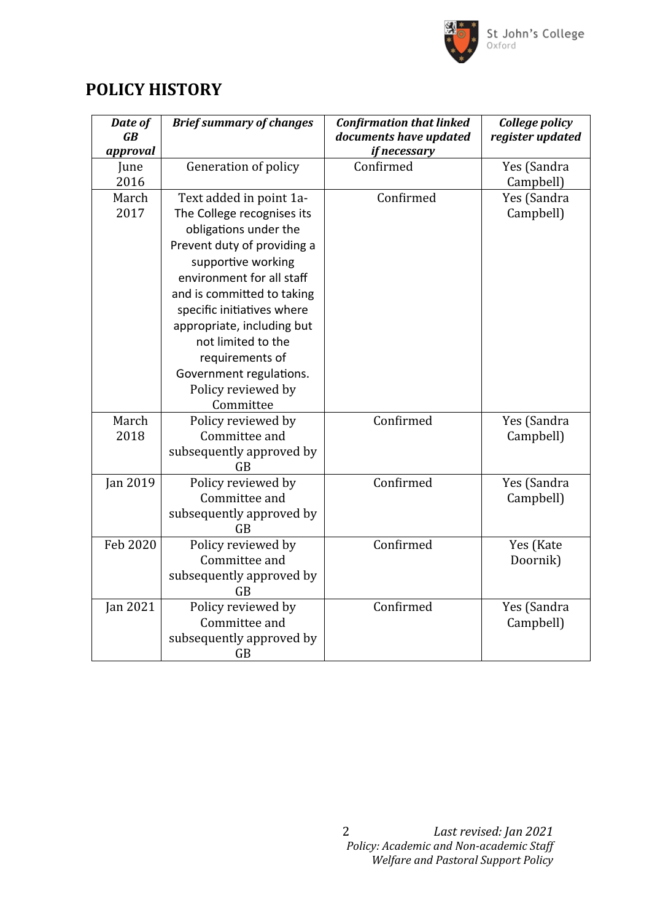# POLICY HISTORY

| *Date of GB approval* | *Brief summary of changes* | *Confirmation that linked documents have updated if necessary* | *College policy register updated* |
|---|---|---|---|
| June 2016 | Generation of policy | Confirmed | Yes (Sandra Campbell) |
| March 2017 | Text added in point 1a- The College recognises its obligations under the Prevent duty of providing a supportive working environment for all staff and is committed to taking specific initiatives where appropriate, including but not limited to the requirements of Government regulations. Policy reviewed by Committee | Confirmed | Yes (Sandra Campbell) |
| March 2018 | Policy reviewed by Committee and subsequently approved by GB | Confirmed | Yes (Sandra Campbell) |
| Jan 2019 | Policy reviewed by Committee and subsequently approved by GB | Confirmed | Yes (Sandra Campbell) |
| Feb 2020 | Policy reviewed by Committee and subsequently approved by GB | Confirmed | Yes (Kate Doornik) |
| Jan 2021 | Policy reviewed by Committee and subsequently approved by GB | Confirmed | Yes (Sandra Campbell) |